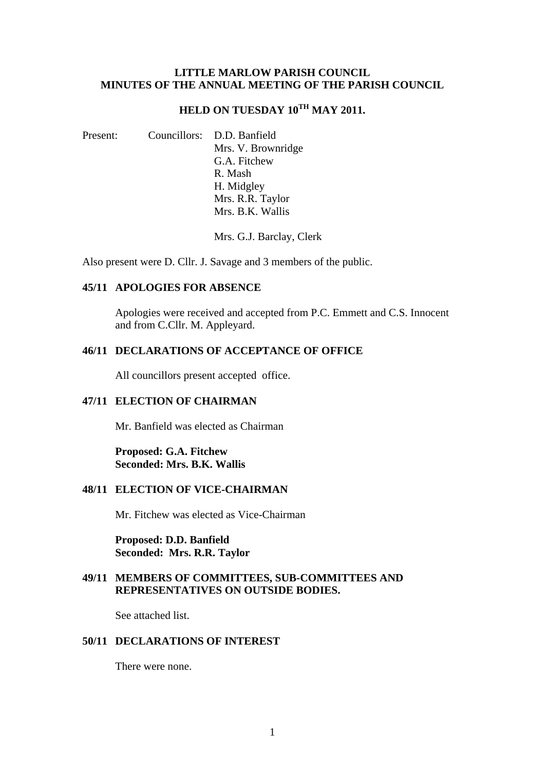# LITTLE MARLOW PARISH COUNCIL
# MINUTES OF THE ANNUAL MEETING OF THE PARISH COUNCIL

## HELD ON TUESDAY 10TH MAY 2011.

Present: Councillors: D.D. Banfield
Mrs. V. Brownridge
G.A. Fitchew
R. Mash
H. Midgley
Mrs. R.R. Taylor
Mrs. B.K. Wallis

Mrs. G.J. Barclay, Clerk

Also present were D. Cllr. J. Savage and 3 members of the public.

### 45/11 APOLOGIES FOR ABSENCE

Apologies were received and accepted from P.C. Emmett and C.S. Innocent and from C.Cllr. M. Appleyard.

### 46/11 DECLARATIONS OF ACCEPTANCE OF OFFICE

All councillors present accepted office.

### 47/11 ELECTION OF CHAIRMAN

Mr. Banfield was elected as Chairman

**Proposed: G.A. Fitchew**
**Seconded: Mrs. B.K. Wallis**

### 48/11 ELECTION OF VICE-CHAIRMAN

Mr. Fitchew was elected as Vice-Chairman

**Proposed: D.D. Banfield**
**Seconded: Mrs. R.R. Taylor**

### 49/11 MEMBERS OF COMMITTEES, SUB-COMMITTEES AND REPRESENTATIVES ON OUTSIDE BODIES.

See attached list.

### 50/11 DECLARATIONS OF INTEREST

There were none.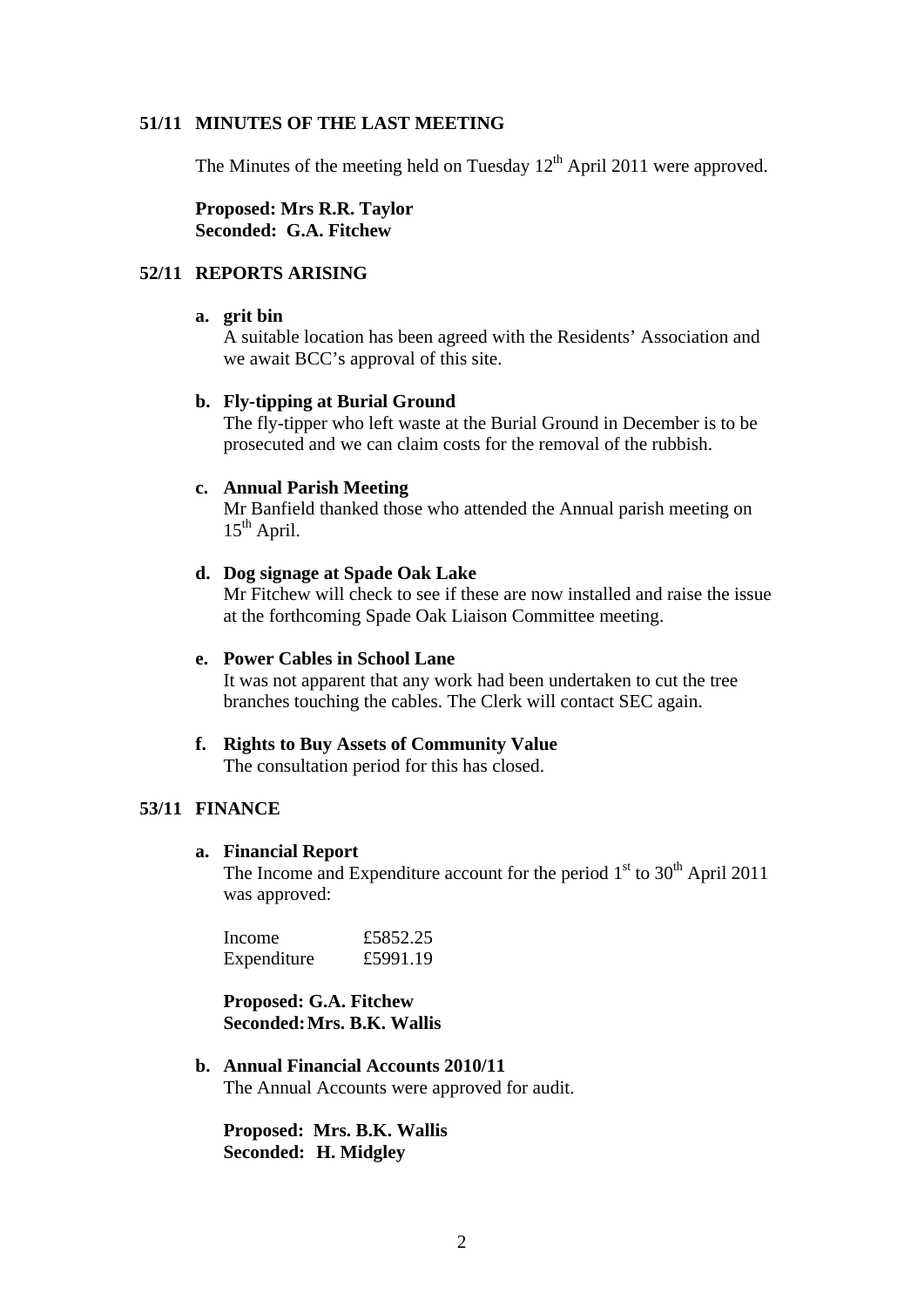## 51/11 MINUTES OF THE LAST MEETING

The Minutes of the meeting held on Tuesday 12th April 2011 were approved.

**Proposed: Mrs R.R. Taylor**
**Seconded: G.A. Fitchew**

## 52/11 REPORTS ARISING

**a. grit bin**
A suitable location has been agreed with the Residents' Association and we await BCC's approval of this site.

**b. Fly-tipping at Burial Ground**
The fly-tipper who left waste at the Burial Ground in December is to be prosecuted and we can claim costs for the removal of the rubbish.

**c. Annual Parish Meeting**
Mr Banfield thanked those who attended the Annual parish meeting on 15th April.

**d. Dog signage at Spade Oak Lake**
Mr Fitchew will check to see if these are now installed and raise the issue at the forthcoming Spade Oak Liaison Committee meeting.

**e. Power Cables in School Lane**
It was not apparent that any work had been undertaken to cut the tree branches touching the cables. The Clerk will contact SEC again.

**f. Rights to Buy Assets of Community Value**
The consultation period for this has closed.

## 53/11 FINANCE

**a. Financial Report**
The Income and Expenditure account for the period 1st to 30th April 2011 was approved:

| | |
|---|---|
| Income | £5852.25 |
| Expenditure | £5991.19 |

**Proposed: G.A. Fitchew**
**Seconded: Mrs. B.K. Wallis**

**b. Annual Financial Accounts 2010/11**
The Annual Accounts were approved for audit.

**Proposed: Mrs. B.K. Wallis**
**Seconded: H. Midgley**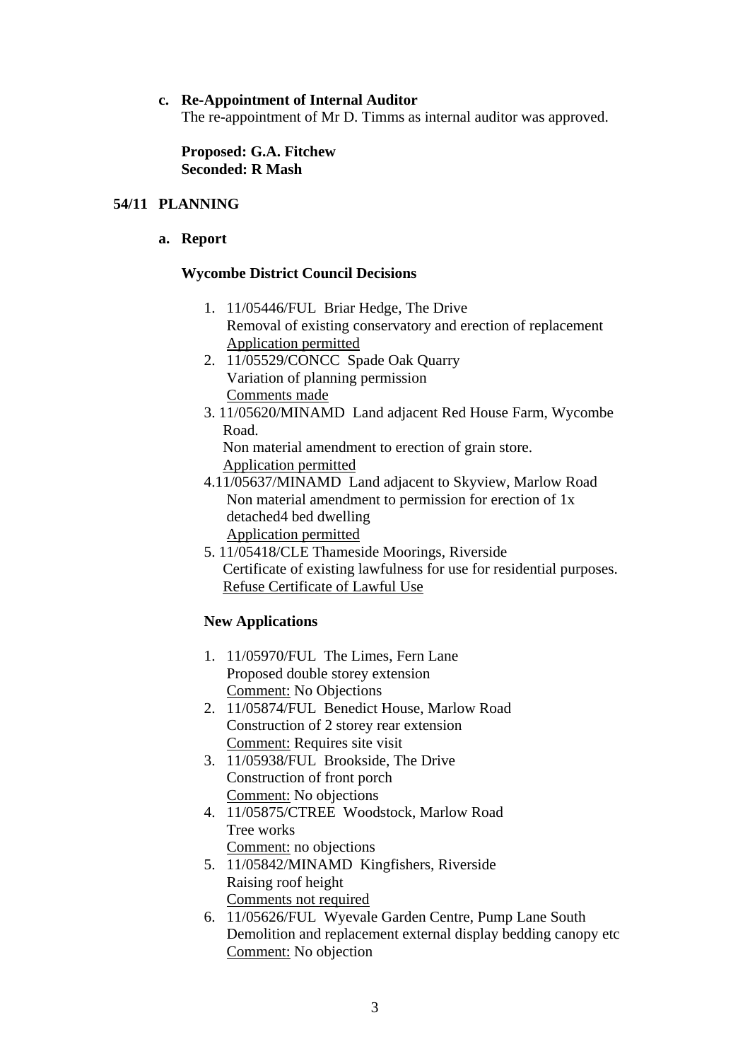**c. Re-Appointment of Internal Auditor**

The re-appointment of Mr D. Timms as internal auditor was approved.

**Proposed: G.A. Fitchew**
**Seconded: R Mash**

## 54/11 PLANNING

**a. Report**

**Wycombe District Council Decisions**

1. 11/05446/FUL Briar Hedge, The Drive
   Removal of existing conservatory and erection of replacement
   <u>Application permitted</u>
2. 11/05529/CONCC Spade Oak Quarry
   Variation of planning permission
   <u>Comments made</u>
3. 11/05620/MINAMD Land adjacent Red House Farm, Wycombe Road.
   Non material amendment to erection of grain store.
   <u>Application permitted</u>
4. 11/05637/MINAMD Land adjacent to Skyview, Marlow Road
   Non material amendment to permission for erection of 1x detached4 bed dwelling
   <u>Application permitted</u>
5. 11/05418/CLE Thameside Moorings, Riverside
   Certificate of existing lawfulness for use for residential purposes.
   <u>Refuse Certificate of Lawful Use</u>

**New Applications**

1. 11/05970/FUL The Limes, Fern Lane
   Proposed double storey extension
   <u>Comment:</u> No Objections
2. 11/05874/FUL Benedict House, Marlow Road
   Construction of 2 storey rear extension
   <u>Comment:</u> Requires site visit
3. 11/05938/FUL Brookside, The Drive
   Construction of front porch
   <u>Comment:</u> No objections
4. 11/05875/CTREE Woodstock, Marlow Road
   Tree works
   <u>Comment:</u> no objections
5. 11/05842/MINAMD Kingfishers, Riverside
   Raising roof height
   <u>Comments not required</u>
6. 11/05626/FUL Wyevale Garden Centre, Pump Lane South
   Demolition and replacement external display bedding canopy etc
   <u>Comment:</u> No objection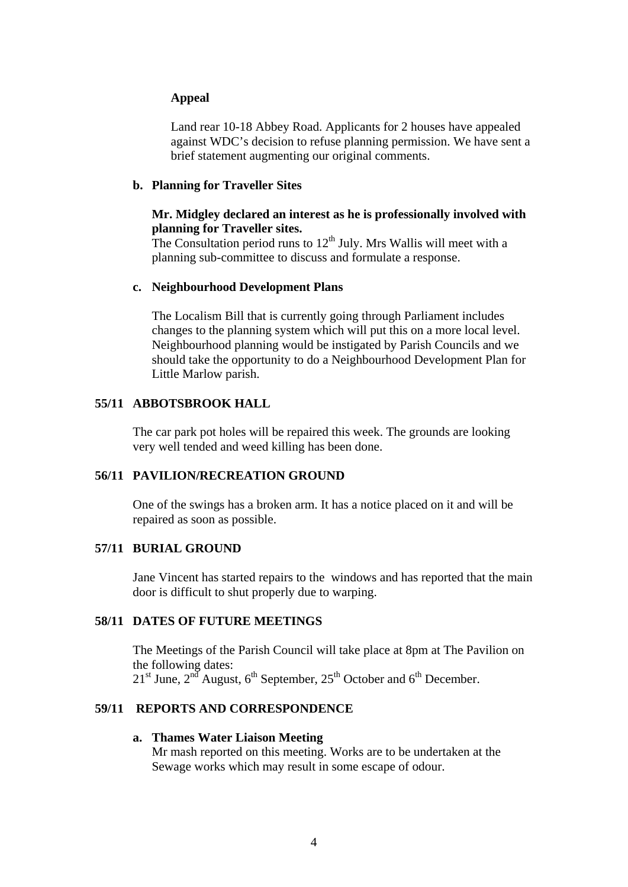**Appeal**

Land rear 10-18 Abbey Road. Applicants for 2 houses have appealed against WDC's decision to refuse planning permission. We have sent a brief statement augmenting our original comments.

**b. Planning for Traveller Sites**

**Mr. Midgley declared an interest as he is professionally involved with planning for Traveller sites.**

The Consultation period runs to 12th July. Mrs Wallis will meet with a planning sub-committee to discuss and formulate a response.

**c. Neighbourhood Development Plans**

The Localism Bill that is currently going through Parliament includes changes to the planning system which will put this on a more local level. Neighbourhood planning would be instigated by Parish Councils and we should take the opportunity to do a Neighbourhood Development Plan for Little Marlow parish.

## 55/11 ABBOTSBROOK HALL

The car park pot holes will be repaired this week. The grounds are looking very well tended and weed killing has been done.

## 56/11 PAVILION/RECREATION GROUND

One of the swings has a broken arm. It has a notice placed on it and will be repaired as soon as possible.

## 57/11 BURIAL GROUND

Jane Vincent has started repairs to the windows and has reported that the main door is difficult to shut properly due to warping.

## 58/11 DATES OF FUTURE MEETINGS

The Meetings of the Parish Council will take place at 8pm at The Pavilion on the following dates:
21st June, 2nd August, 6th September, 25th October and 6th December.

## 59/11 REPORTS AND CORRESPONDENCE

**a. Thames Water Liaison Meeting**

Mr mash reported on this meeting. Works are to be undertaken at the Sewage works which may result in some escape of odour.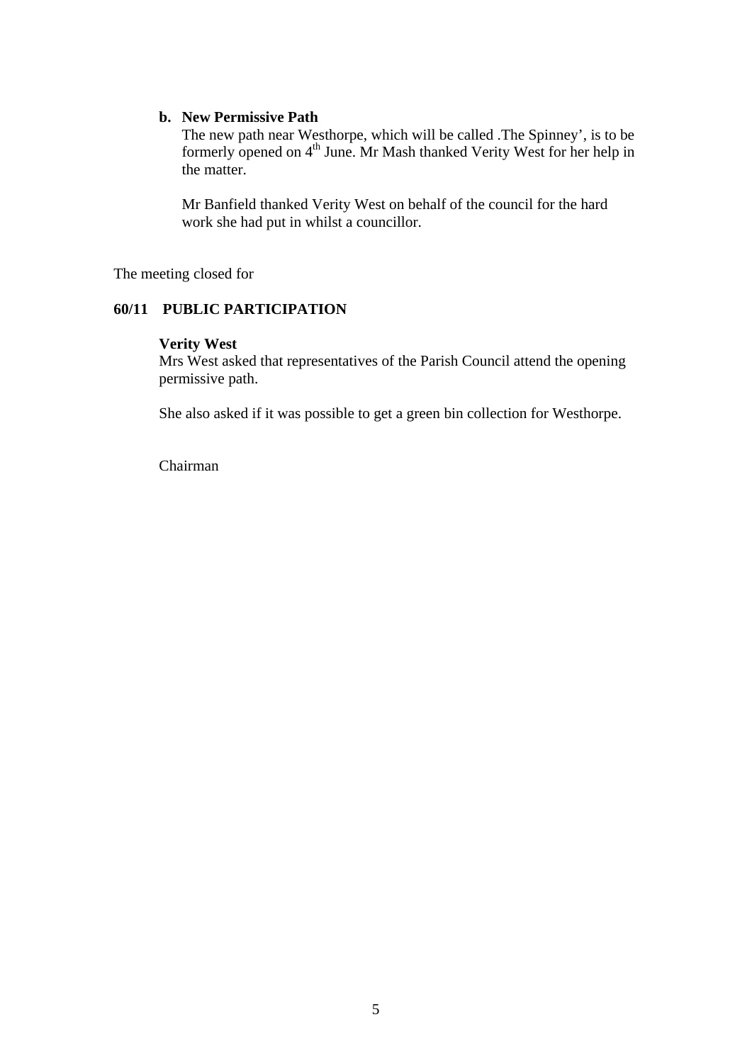**b. New Permissive Path**

The new path near Westhorpe, which will be called .The Spinney’, is to be formerly opened on 4th June. Mr Mash thanked Verity West for her help in the matter.

Mr Banfield thanked Verity West on behalf of the council for the hard work she had put in whilst a councillor.

The meeting closed for

**60/11 PUBLIC PARTICIPATION**

**Verity West**

Mrs West asked that representatives of the Parish Council attend the opening permissive path.

She also asked if it was possible to get a green bin collection for Westhorpe.

Chairman